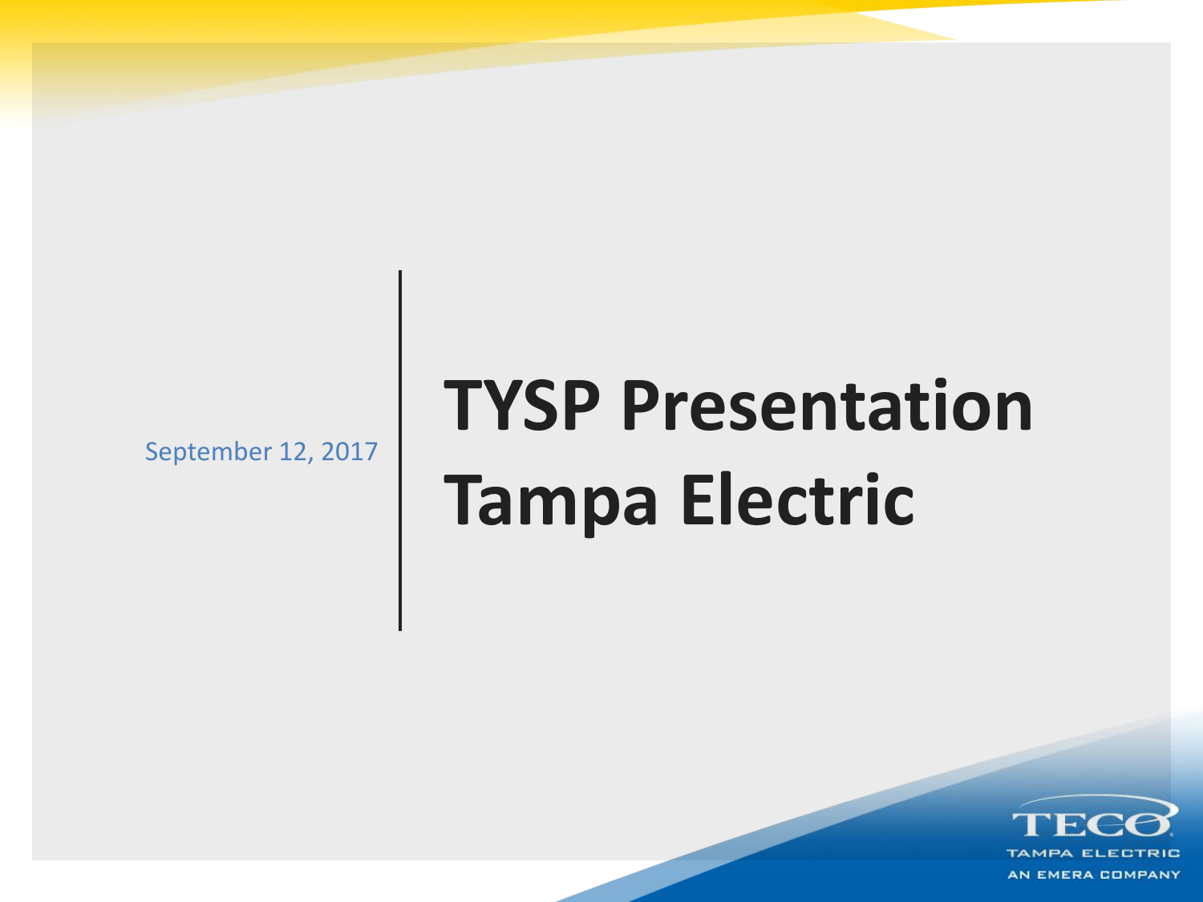September 12, 2017

# TYSP Presentation Tampa Electric

TECO
TAMPA ELECTRIC
AN EMERA COMPANY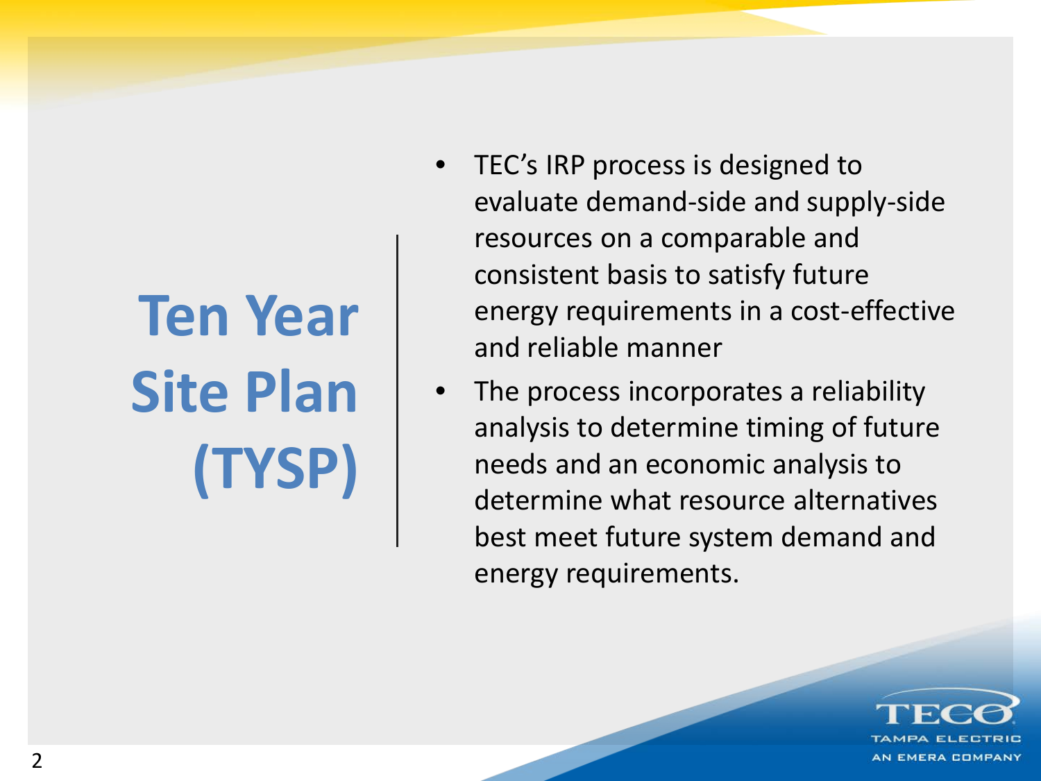# Ten Year Site Plan (TYSP)

- TEC's IRP process is designed to evaluate demand-side and supply-side resources on a comparable and consistent basis to satisfy future energy requirements in a cost-effective and reliable manner
- The process incorporates a reliability analysis to determine timing of future needs and an economic analysis to determine what resource alternatives best meet future system demand and energy requirements.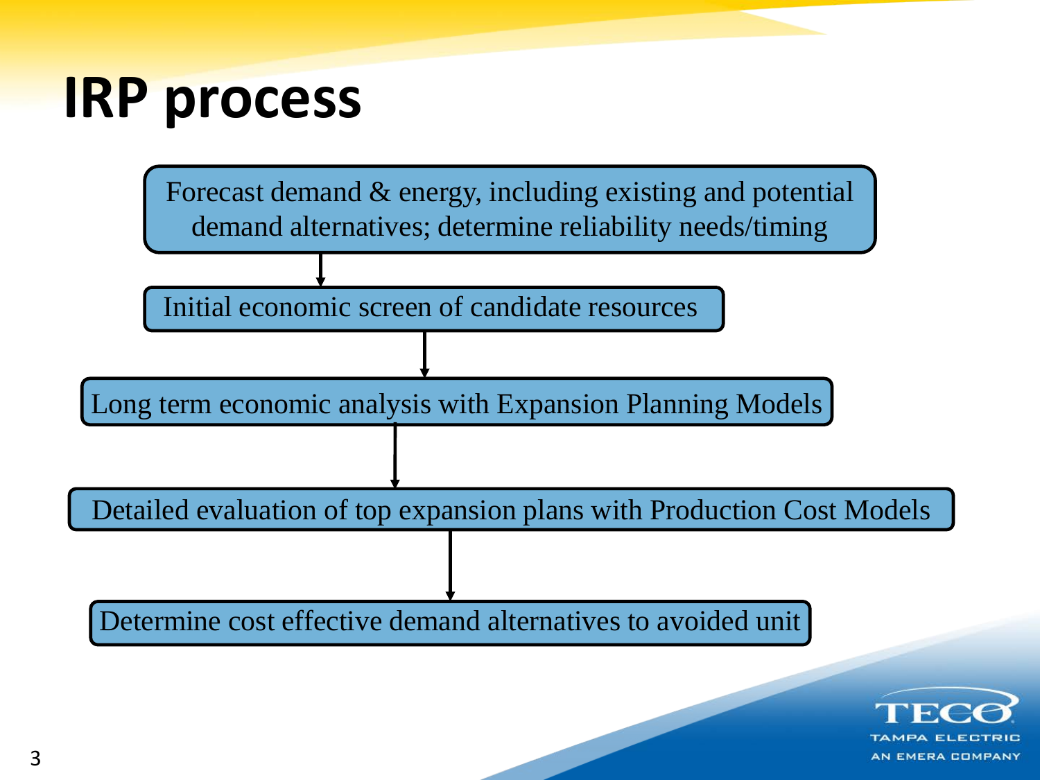# IRP process

Forecast demand & energy, including existing and potential demand alternatives; determine reliability needs/timing

↓

Initial economic screen of candidate resources

↓

Long term economic analysis with Expansion Planning Models

↓

Detailed evaluation of top expansion plans with Production Cost Models

↓

Determine cost effective demand alternatives to avoided unit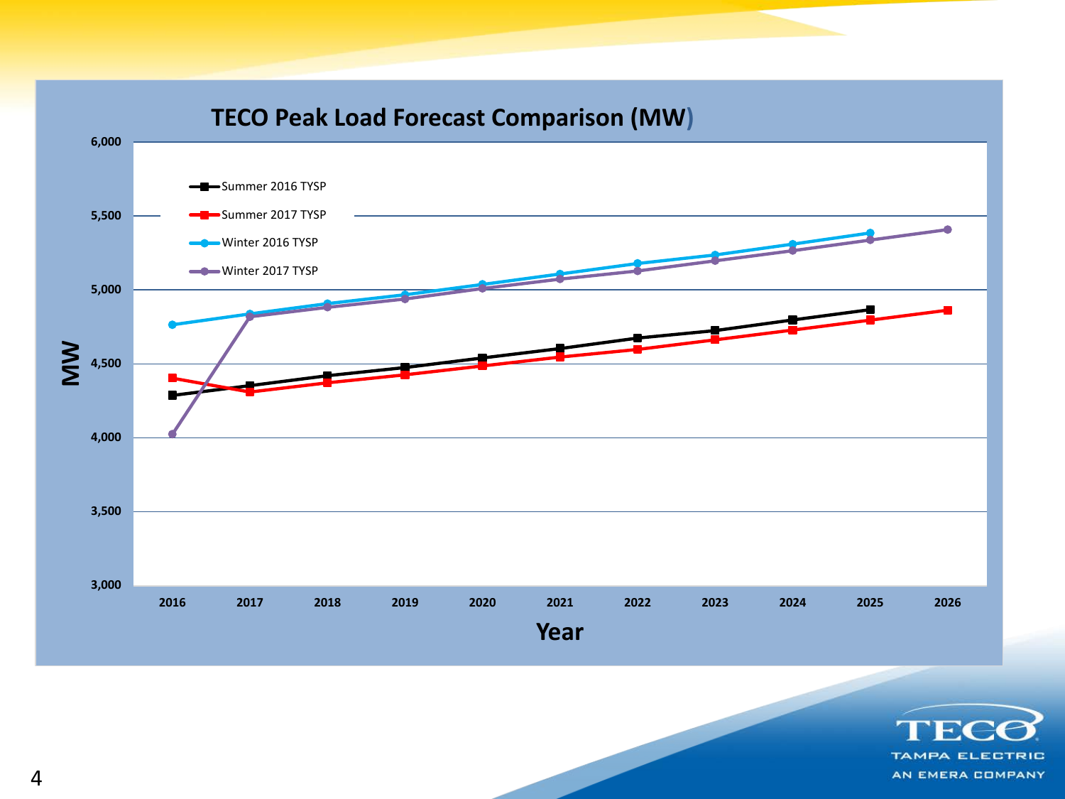## TECO Peak Load Forecast Comparison (MW)

MW

6,000
5,500
5,000
4,500
4,000
3,500
3,000

- Summer 2016 TYSP
- Summer 2017 TYSP
- Winter 2016 TYSP
- Winter 2017 TYSP

2016 2017 2018 2019 2020 2021 2022 2023 2024 2025 2026

Year

TECO
TAMPA ELECTRIC
AN EMERA COMPANY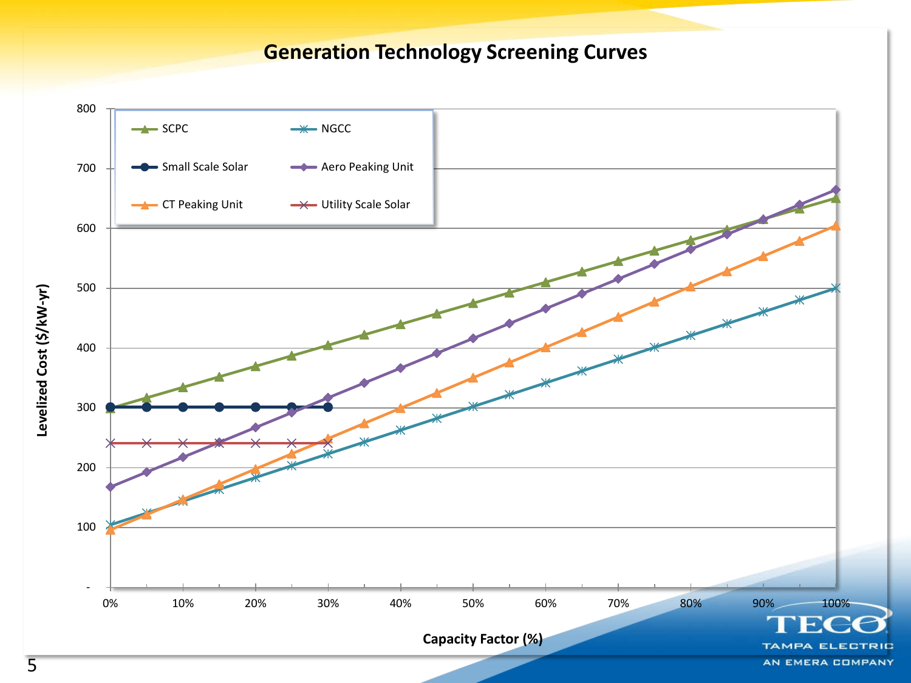# Generation Technology Screening Curves

Legend: SCPC, NGCC, Small Scale Solar, Aero Peaking Unit, CT Peaking Unit, Utility Scale Solar

Levelized Cost ($/kW-yr)

Capacity Factor (%)

0%, 10%, 20%, 30%, 40%, 50%, 60%, 70%, 80%, 90%, 100%

-, 100, 200, 300, 400, 500, 600, 700, 800

TECO
TAMPA ELECTRIC
AN EMERA COMPANY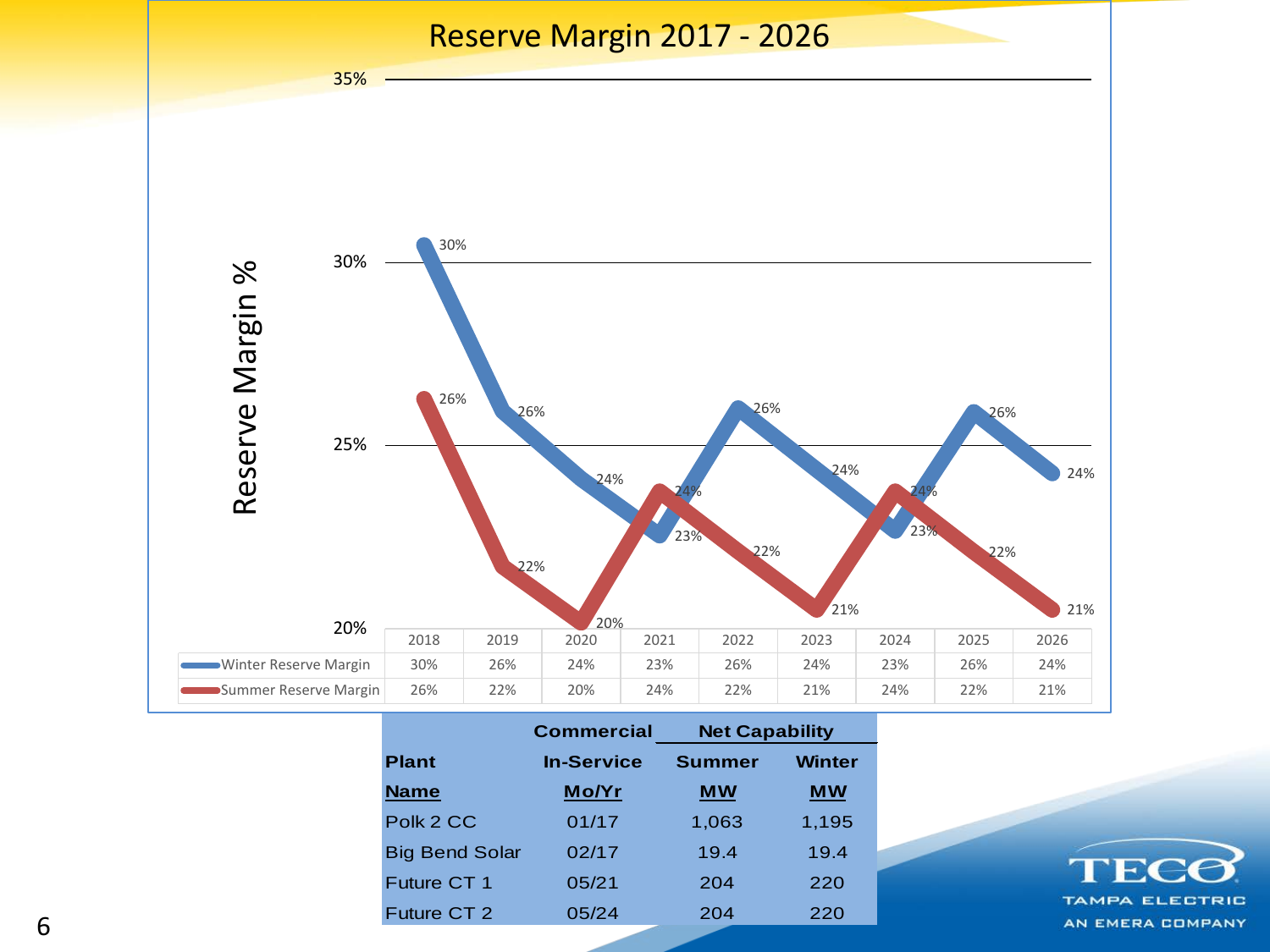# Reserve Margin 2017 - 2026

Reserve Margin %

| | 2018 | 2019 | 2020 | 2021 | 2022 | 2023 | 2024 | 2025 | 2026 |
|---|---|---|---|---|---|---|---|---|---|
| Winter Reserve Margin | 30% | 26% | 24% | 23% | 26% | 24% | 23% | 26% | 24% |
| Summer Reserve Margin | 26% | 22% | 20% | 24% | 22% | 21% | 24% | 22% | 21% |

| | Commercial | Net Capability | |
|---|---|---|---|
| **Plant** | **In-Service** | **Summer** | **Winter** |
| **Name** | **Mo/Yr** | **MW** | **MW** |
| Polk 2 CC | 01/17 | 1,063 | 1,195 |
| Big Bend Solar | 02/17 | 19.4 | 19.4 |
| Future CT 1 | 05/21 | 204 | 220 |
| Future CT 2 | 05/24 | 204 | 220 |

TECO
TAMPA ELECTRIC
AN EMERA COMPANY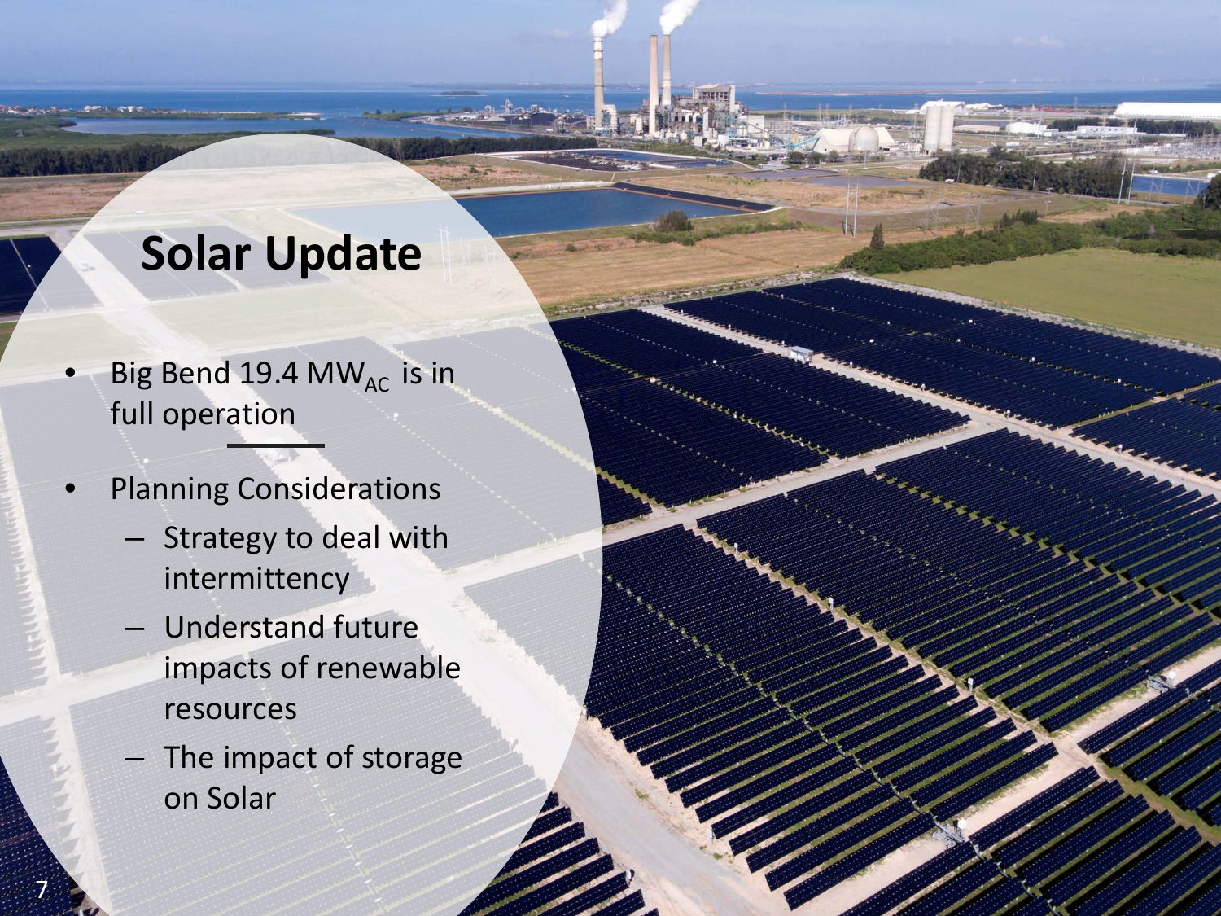# Solar Update

- Big Bend 19.4 $MW_{AC}$ is in full operation

- Planning Considerations
  - Strategy to deal with intermittency
  - Understand future impacts of renewable resources
  - The impact of storage on Solar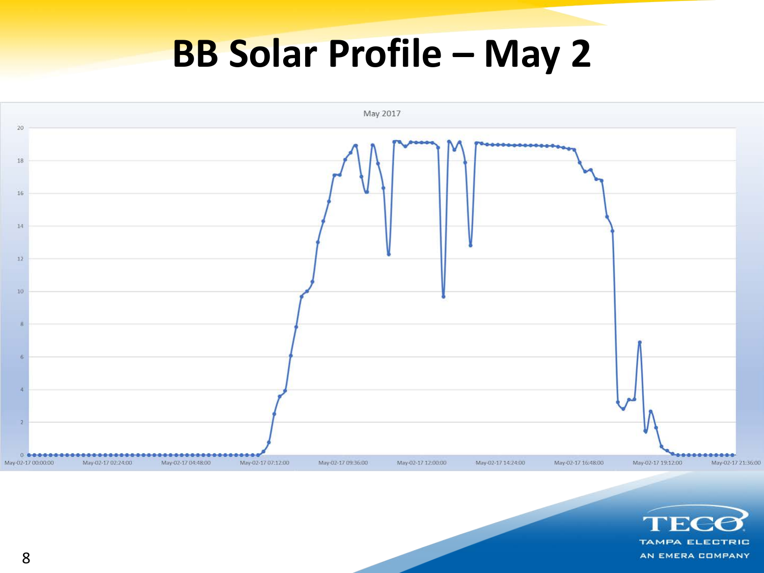# BB Solar Profile – May 2

May 2017

20
18
16
14
12
10
8
6
4
2
0

May-02-17 00:00:00 | May-02-17 02:24:00 | May-02-17 04:48:00 | May-02-17 07:12:00 | May-02-17 09:36:00 | May-02-17 12:00:00 | May-02-17 14:24:00 | May-02-17 16:48:00 | May-02-17 19:12:00 | May-02-17 21:36:00

TECO
TAMPA ELECTRIC
AN EMERA COMPANY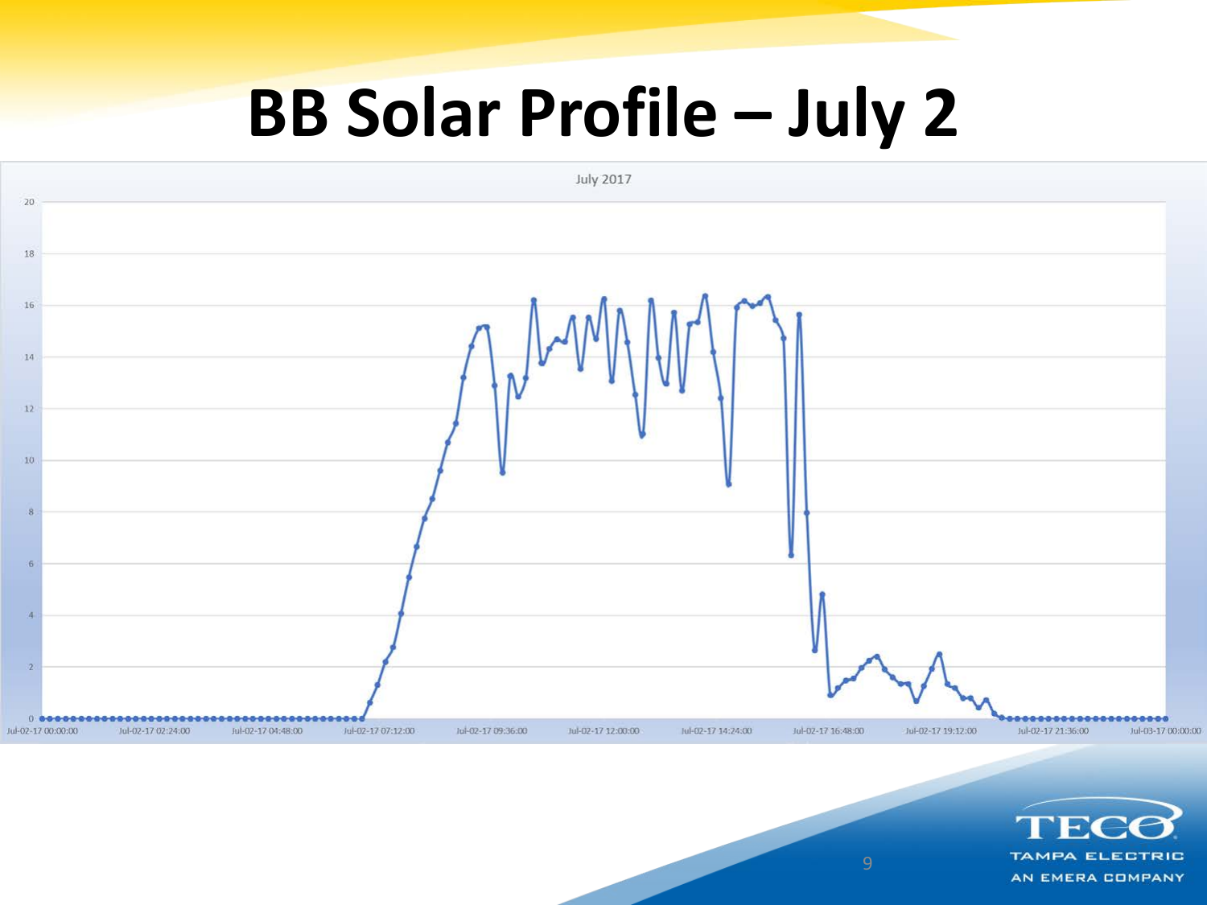# BB Solar Profile – July 2

July 2017

20
18
16
14
12
10
8
6
4
2
0

Jul-02-17 00:00:00
Jul-02-17 02:24:00
Jul-02-17 04:48:00
Jul-02-17 07:12:00
Jul-02-17 09:36:00
Jul-02-17 12:00:00
Jul-02-17 14:24:00
Jul-02-17 16:48:00
Jul-02-17 19:12:00
Jul-02-17 21:36:00
Jul-03-17 00:00:00

TECO
TAMPA ELECTRIC
AN EMERA COMPANY